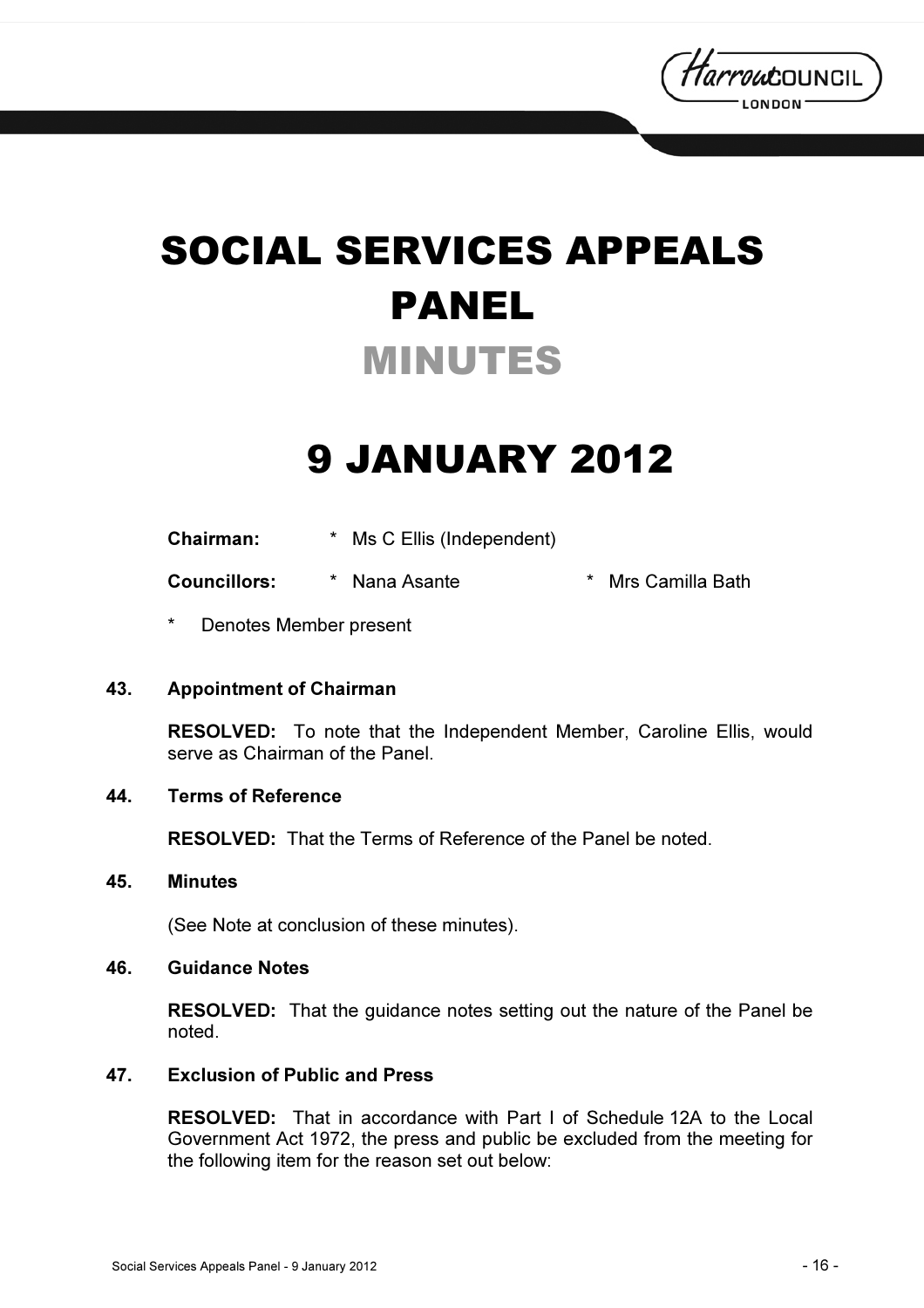# SOCIAL SERVICES APPEALS PANEL

## MINUTES

# 9 JANUARY 2012

**Chairman:** * Ms C Ellis (Independent)

**Councillors:** * Nana Asante * Mrs Camilla Bath

\* Denotes Member present

### 43. Appointment of Chairman

**RESOLVED:** To note that the Independent Member, Caroline Ellis, would serve as Chairman of the Panel.

### 44. Terms of Reference

**RESOLVED:** That the Terms of Reference of the Panel be noted.

### 45. Minutes

(See Note at conclusion of these minutes).

### 46. Guidance Notes

**RESOLVED:** That the guidance notes setting out the nature of the Panel be noted.

### 47. Exclusion of Public and Press

**RESOLVED:** That in accordance with Part I of Schedule 12A to the Local Government Act 1972, the press and public be excluded from the meeting for the following item for the reason set out below: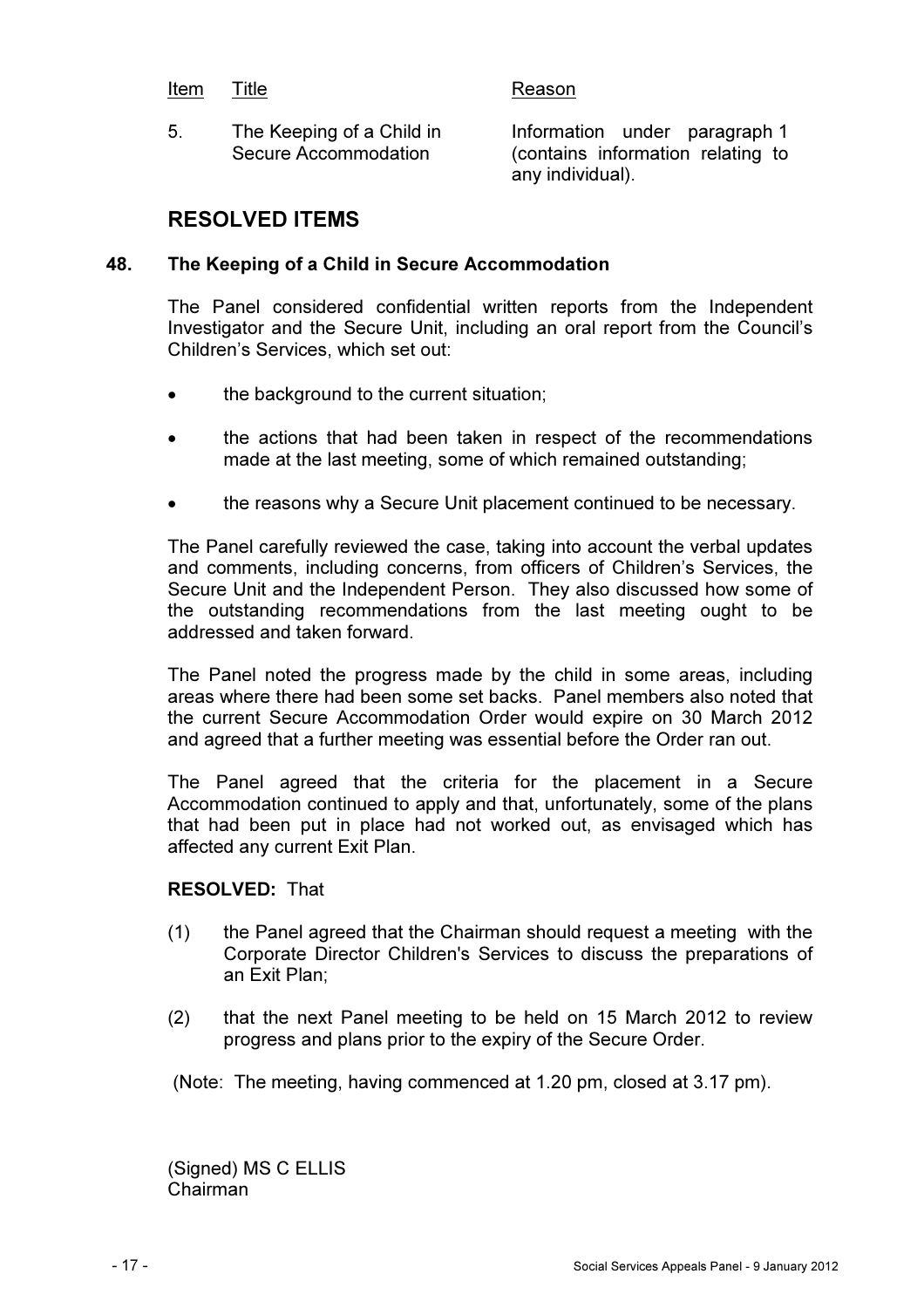| Item | Title | Reason |
|---|---|---|
| 5. | The Keeping of a Child in Secure Accommodation | Information under paragraph 1 (contains information relating to any individual). |

## RESOLVED ITEMS

### 48. The Keeping of a Child in Secure Accommodation

The Panel considered confidential written reports from the Independent Investigator and the Secure Unit, including an oral report from the Council's Children's Services, which set out:

- the background to the current situation;
- the actions that had been taken in respect of the recommendations made at the last meeting, some of which remained outstanding;
- the reasons why a Secure Unit placement continued to be necessary.

The Panel carefully reviewed the case, taking into account the verbal updates and comments, including concerns, from officers of Children's Services, the Secure Unit and the Independent Person. They also discussed how some of the outstanding recommendations from the last meeting ought to be addressed and taken forward.

The Panel noted the progress made by the child in some areas, including areas where there had been some set backs. Panel members also noted that the current Secure Accommodation Order would expire on 30 March 2012 and agreed that a further meeting was essential before the Order ran out.

The Panel agreed that the criteria for the placement in a Secure Accommodation continued to apply and that, unfortunately, some of the plans that had been put in place had not worked out, as envisaged which has affected any current Exit Plan.

**RESOLVED:** That

(1) the Panel agreed that the Chairman should request a meeting with the Corporate Director Children's Services to discuss the preparations of an Exit Plan;

(2) that the next Panel meeting to be held on 15 March 2012 to review progress and plans prior to the expiry of the Secure Order.

(Note: The meeting, having commenced at 1.20 pm, closed at 3.17 pm).

(Signed) MS C ELLIS
Chairman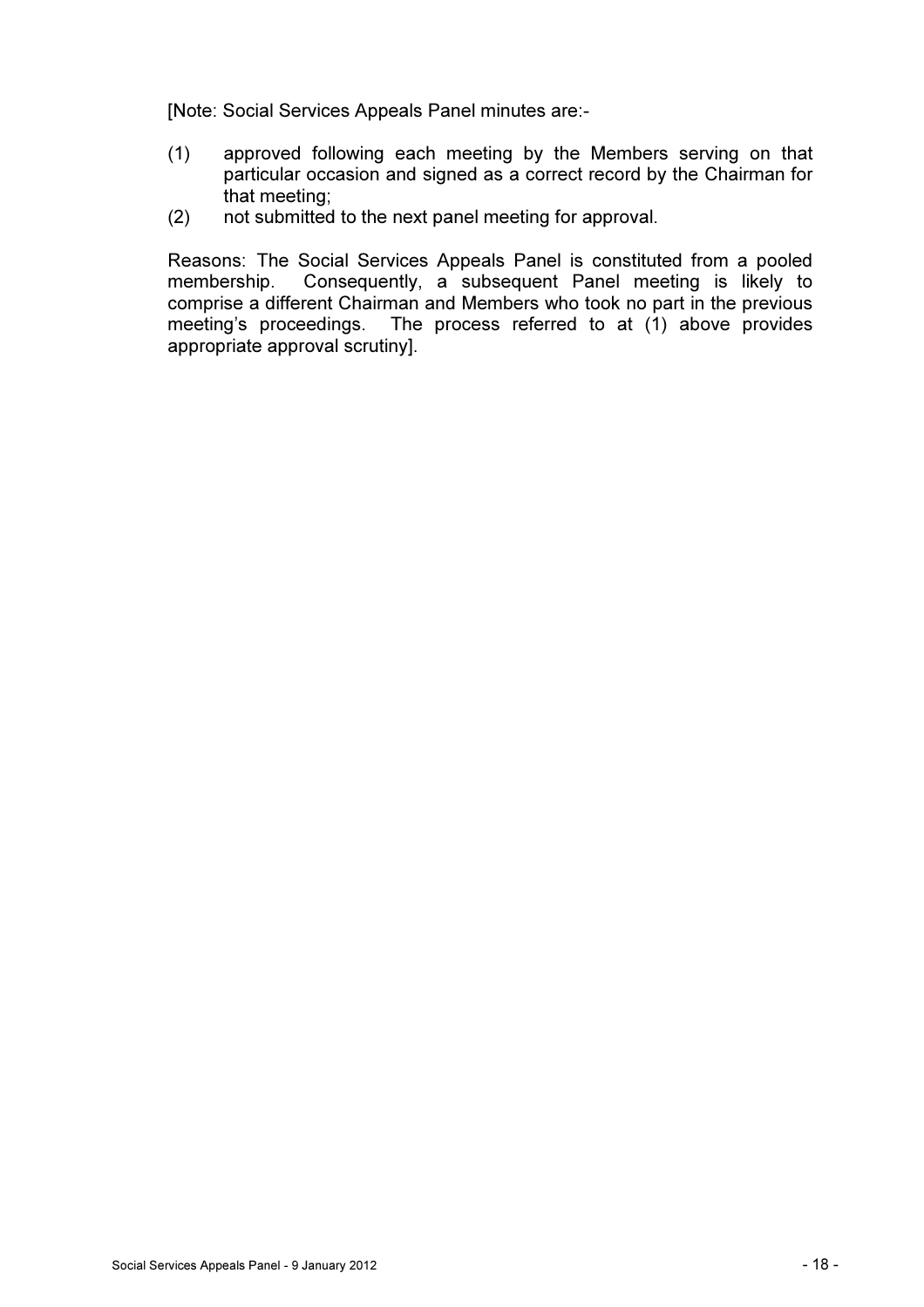[Note: Social Services Appeals Panel minutes are:-

(1) approved following each meeting by the Members serving on that particular occasion and signed as a correct record by the Chairman for that meeting;
(2) not submitted to the next panel meeting for approval.

Reasons: The Social Services Appeals Panel is constituted from a pooled membership. Consequently, a subsequent Panel meeting is likely to comprise a different Chairman and Members who took no part in the previous meeting's proceedings. The process referred to at (1) above provides appropriate approval scrutiny].